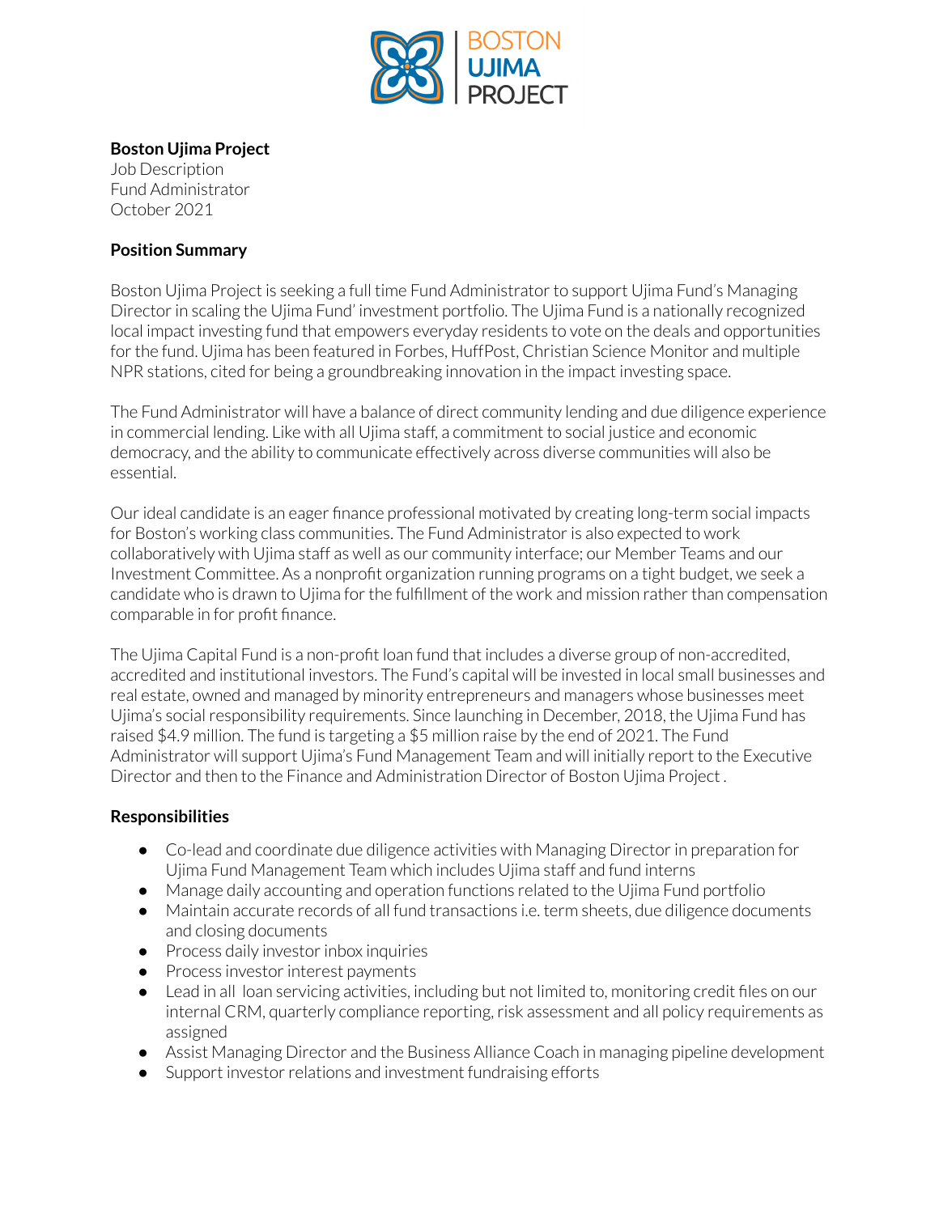**Boston Ujima Project**
Job Description
Fund Administrator
October 2021

## Position Summary

Boston Ujima Project is seeking a full time Fund Administrator to support Ujima Fund's Managing Director in scaling the Ujima Fund' investment portfolio. The Ujima Fund is a nationally recognized local impact investing fund that empowers everyday residents to vote on the deals and opportunities for the fund. Ujima has been featured in Forbes, HuffPost, Christian Science Monitor and multiple NPR stations, cited for being a groundbreaking innovation in the impact investing space.

The Fund Administrator will have a balance of direct community lending and due diligence experience in commercial lending. Like with all Ujima staff, a commitment to social justice and economic democracy, and the ability to communicate effectively across diverse communities will also be essential.

Our ideal candidate is an eager finance professional motivated by creating long-term social impacts for Boston's working class communities. The Fund Administrator is also expected to work collaboratively with Ujima staff as well as our community interface; our Member Teams and our Investment Committee. As a nonprofit organization running programs on a tight budget, we seek a candidate who is drawn to Ujima for the fulfillment of the work and mission rather than compensation comparable in for profit finance.

The Ujima Capital Fund is a non-profit loan fund that includes a diverse group of non-accredited, accredited and institutional investors. The Fund's capital will be invested in local small businesses and real estate, owned and managed by minority entrepreneurs and managers whose businesses meet Ujima's social responsibility requirements. Since launching in December, 2018, the Ujima Fund has raised $4.9 million. The fund is targeting a $5 million raise by the end of 2021. The Fund Administrator will support Ujima's Fund Management Team and will initially report to the Executive Director and then to the Finance and Administration Director of Boston Ujima Project .

## Responsibilities

- Co-lead and coordinate due diligence activities with Managing Director in preparation for Ujima Fund Management Team which includes Ujima staff and fund interns
- Manage daily accounting and operation functions related to the Ujima Fund portfolio
- Maintain accurate records of all fund transactions i.e. term sheets, due diligence documents and closing documents
- Process daily investor inbox inquiries
- Process investor interest payments
- Lead in all loan servicing activities, including but not limited to, monitoring credit files on our internal CRM, quarterly compliance reporting, risk assessment and all policy requirements as assigned
- Assist Managing Director and the Business Alliance Coach in managing pipeline development
- Support investor relations and investment fundraising efforts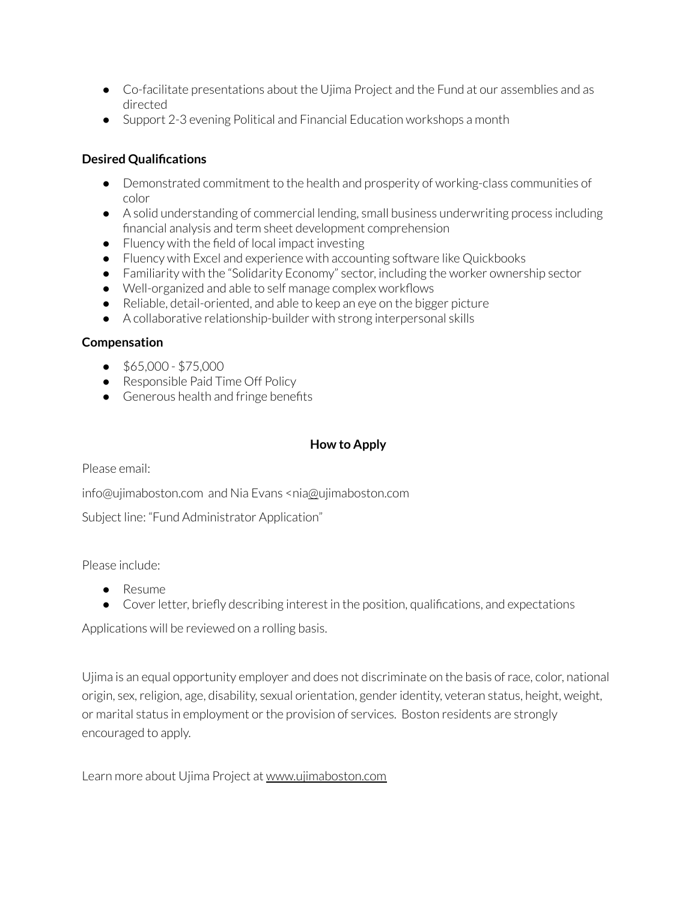- Co-facilitate presentations about the Ujima Project and the Fund at our assemblies and as directed
- Support 2-3 evening Political and Financial Education workshops a month

**Desired Qualifications**

- Demonstrated commitment to the health and prosperity of working-class communities of color
- A solid understanding of commercial lending, small business underwriting process including financial analysis and term sheet development comprehension
- Fluency with the field of local impact investing
- Fluency with Excel and experience with accounting software like Quickbooks
- Familiarity with the "Solidarity Economy" sector, including the worker ownership sector
- Well-organized and able to self manage complex workflows
- Reliable, detail-oriented, and able to keep an eye on the bigger picture
- A collaborative relationship-builder with strong interpersonal skills

**Compensation**

- $65,000 - $75,000
- Responsible Paid Time Off Policy
- Generous health and fringe benefits

**How to Apply**

Please email:

info@ujimaboston.com and Nia Evans <nia@ujimaboston.com

Subject line: "Fund Administrator Application"

Please include:

- Resume
- Cover letter, briefly describing interest in the position, qualifications, and expectations

Applications will be reviewed on a rolling basis.

Ujima is an equal opportunity employer and does not discriminate on the basis of race, color, national origin, sex, religion, age, disability, sexual orientation, gender identity, veteran status, height, weight, or marital status in employment or the provision of services. Boston residents are strongly encouraged to apply.

Learn more about Ujima Project at www.ujimaboston.com